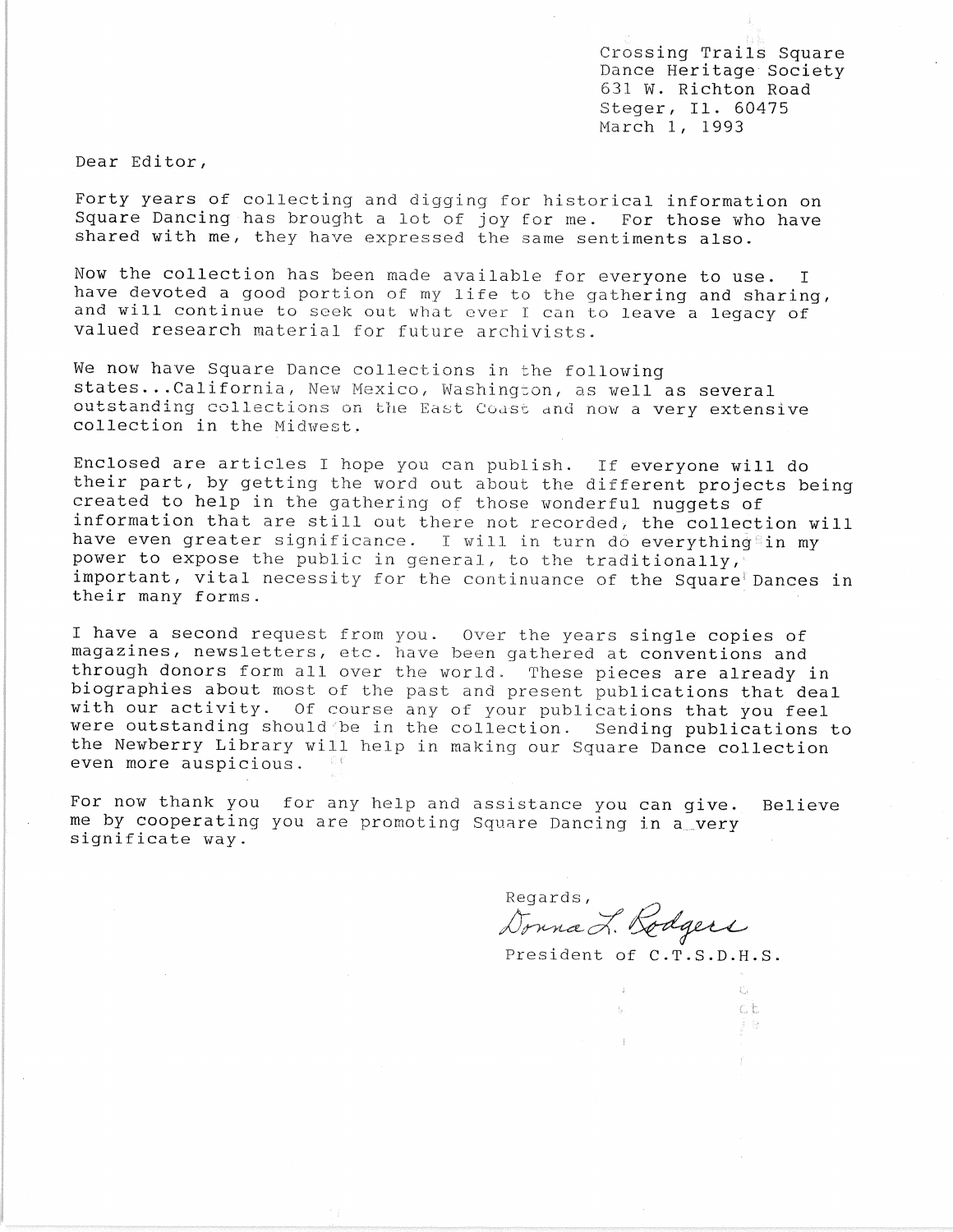Crossing Trails Square
Dance Heritage Society
631 W. Richton Road
Steger, Il. 60475
March 1, 1993

Dear Editor,

Forty years of collecting and digging for historical information on Square Dancing has brought a lot of joy for me. For those who have shared with me, they have expressed the same sentiments also.

Now the collection has been made available for everyone to use. I have devoted a good portion of my life to the gathering and sharing, and will continue to seek out what ever I can to leave a legacy of valued research material for future archivists.

We now have Square Dance collections in the following states...California, New Mexico, Washington, as well as several outstanding collections on the East Coast and now a very extensive collection in the Midwest.

Enclosed are articles I hope you can publish. If everyone will do their part, by getting the word out about the different projects being created to help in the gathering of those wonderful nuggets of information that are still out there not recorded, the collection will have even greater significance. I will in turn do everything in my power to expose the public in general, to the traditionally, important, vital necessity for the continuance of the Square Dances in their many forms.

I have a second request from you. Over the years single copies of magazines, newsletters, etc. have been gathered at conventions and through donors form all over the world. These pieces are already in biographies about most of the past and present publications that deal with our activity. Of course any of your publications that you feel were outstanding should be in the collection. Sending publications to the Newberry Library will help in making our Square Dance collection even more auspicious.

For now thank you for any help and assistance you can give. Believe me by cooperating you are promoting Square Dancing in a very significate way.

Regards,
Donna L. Rodgers
President of C.T.S.D.H.S.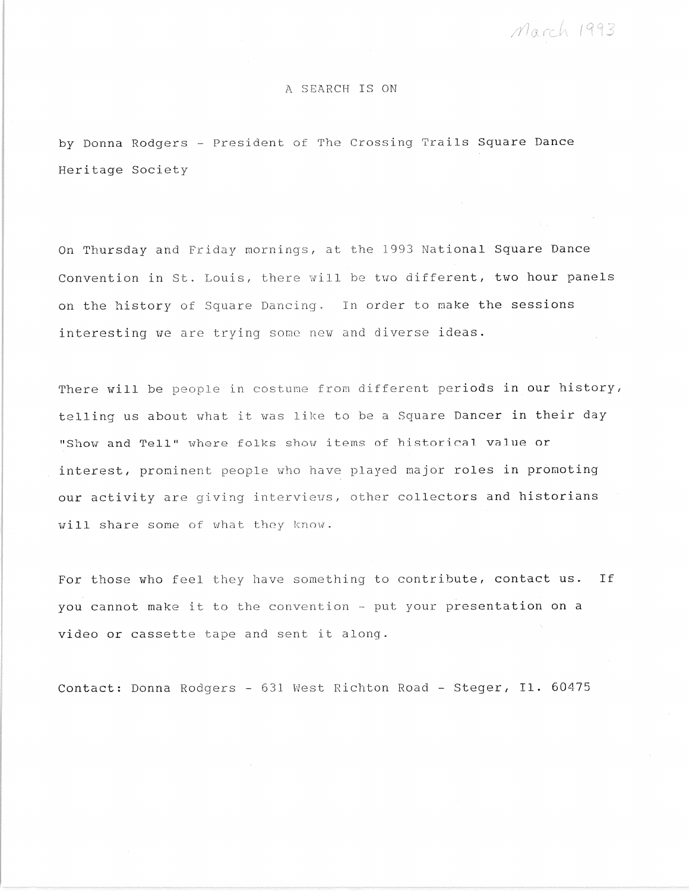March 1993

# A SEARCH IS ON

by Donna Rodgers - President of The Crossing Trails Square Dance Heritage Society

On Thursday and Friday mornings, at the 1993 National Square Dance Convention in St. Louis, there will be two different, two hour panels on the history of Square Dancing. In order to make the sessions interesting we are trying some new and diverse ideas.

There will be people in costume from different periods in our history, telling us about what it was like to be a Square Dancer in their day "Show and Tell" where folks show items of historical value or interest, prominent people who have played major roles in promoting our activity are giving interviews, other collectors and historians will share some of what they know.

For those who feel they have something to contribute, contact us. If you cannot make it to the convention - put your presentation on a video or cassette tape and sent it along.

Contact: Donna Rodgers - 631 West Richton Road - Steger, Il. 60475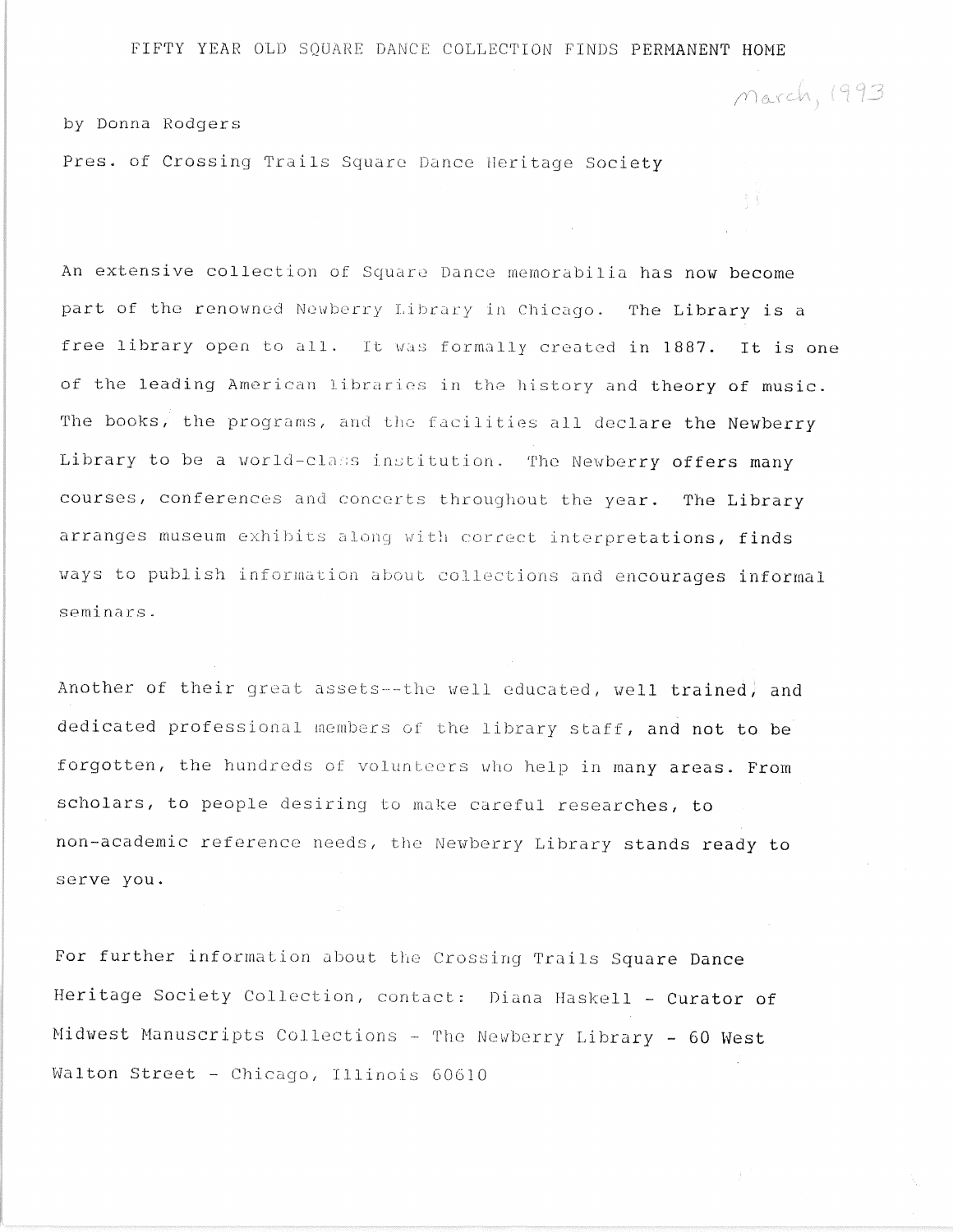# FIFTY YEAR OLD SQUARE DANCE COLLECTION FINDS PERMANENT HOME

March, 1993

by Donna Rodgers

Pres. of Crossing Trails Square Dance Heritage Society

An extensive collection of Square Dance memorabilia has now become part of the renowned Newberry Library in Chicago. The Library is a free library open to all. It was formally created in 1887. It is one of the leading American libraries in the history and theory of music. The books, the programs, and the facilities all declare the Newberry Library to be a world-class institution. The Newberry offers many courses, conferences and concerts throughout the year. The Library arranges museum exhibits along with correct interpretations, finds ways to publish information about collections and encourages informal seminars.

Another of their great assets--the well educated, well trained, and dedicated professional members of the library staff, and not to be forgotten, the hundreds of volunteers who help in many areas. From scholars, to people desiring to make careful researches, to non-academic reference needs, the Newberry Library stands ready to serve you.

For further information about the Crossing Trails Square Dance Heritage Society Collection, contact: Diana Haskell - Curator of Midwest Manuscripts Collections - The Newberry Library - 60 West Walton Street - Chicago, Illinois 60610